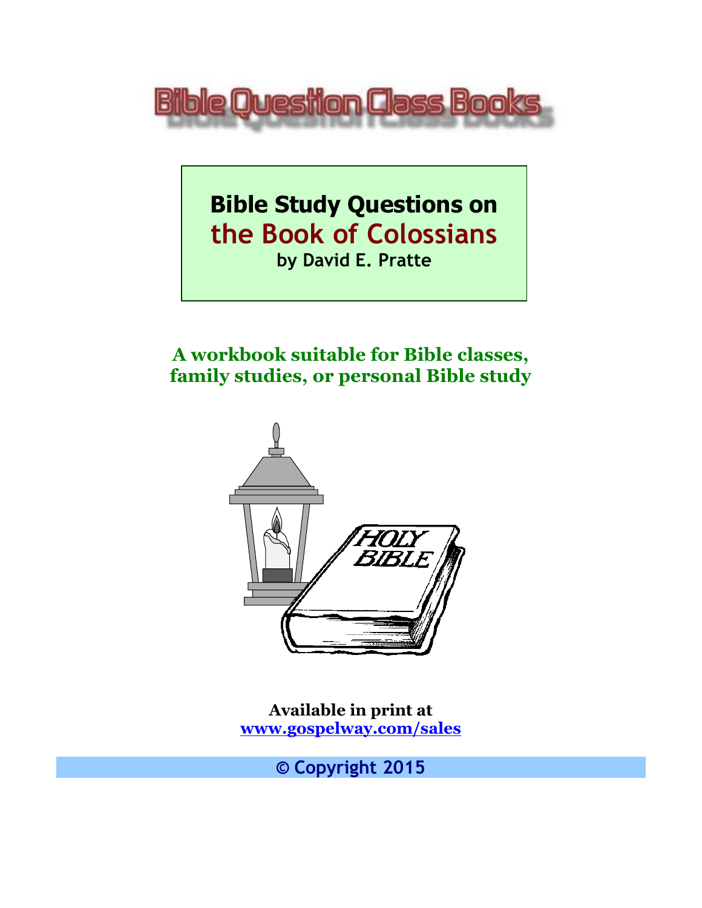# Bible Question Class Books

## Bible Study Questions on the Book of Colossians

**by David E. Pratte**

**A workbook suitable for Bible classes, family studies, or personal Bible study**

**Available in print at [www.gospelway.com/sales](http://www.gospelway.com/sales)**

**© Copyright 2015**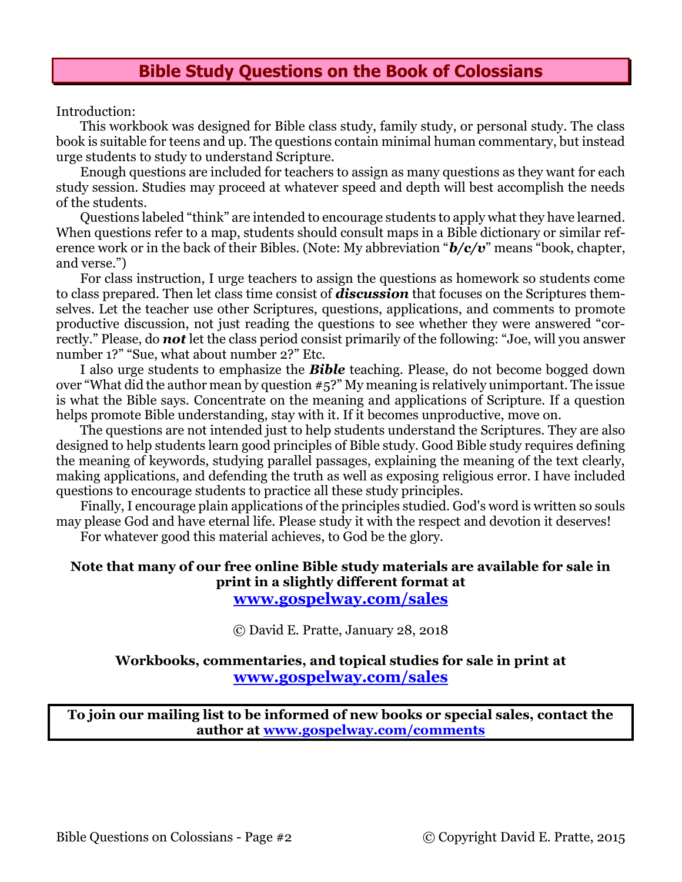# Bible Study Questions on the Book of Colossians

Introduction:

This workbook was designed for Bible class study, family study, or personal study. The class book is suitable for teens and up. The questions contain minimal human commentary, but instead urge students to study to understand Scripture.

Enough questions are included for teachers to assign as many questions as they want for each study session. Studies may proceed at whatever speed and depth will best accomplish the needs of the students.

Questions labeled "think" are intended to encourage students to apply what they have learned. When questions refer to a map, students should consult maps in a Bible dictionary or similar reference work or in the back of their Bibles. (Note: My abbreviation "***b/c/v***" means "book, chapter, and verse.")

For class instruction, I urge teachers to assign the questions as homework so students come to class prepared. Then let class time consist of ***discussion*** that focuses on the Scriptures themselves. Let the teacher use other Scriptures, questions, applications, and comments to promote productive discussion, not just reading the questions to see whether they were answered "correctly." Please, do ***not*** let the class period consist primarily of the following: "Joe, will you answer number 1?" "Sue, what about number 2?" Etc.

I also urge students to emphasize the ***Bible*** teaching. Please, do not become bogged down over "What did the author mean by question #5?" My meaning is relatively unimportant. The issue is what the Bible says. Concentrate on the meaning and applications of Scripture. If a question helps promote Bible understanding, stay with it. If it becomes unproductive, move on.

The questions are not intended just to help students understand the Scriptures. They are also designed to help students learn good principles of Bible study. Good Bible study requires defining the meaning of keywords, studying parallel passages, explaining the meaning of the text clearly, making applications, and defending the truth as well as exposing religious error. I have included questions to encourage students to practice all these study principles.

Finally, I encourage plain applications of the principles studied. God's word is written so souls may please God and have eternal life. Please study it with the respect and devotion it deserves!

For whatever good this material achieves, to God be the glory.

**Note that many of our free online Bible study materials are available for sale in print in a slightly different format at**
**www.gospelway.com/sales**

© David E. Pratte, January 28, 2018

**Workbooks, commentaries, and topical studies for sale in print at**
**www.gospelway.com/sales**

**To join our mailing list to be informed of new books or special sales, contact the author at www.gospelway.com/comments**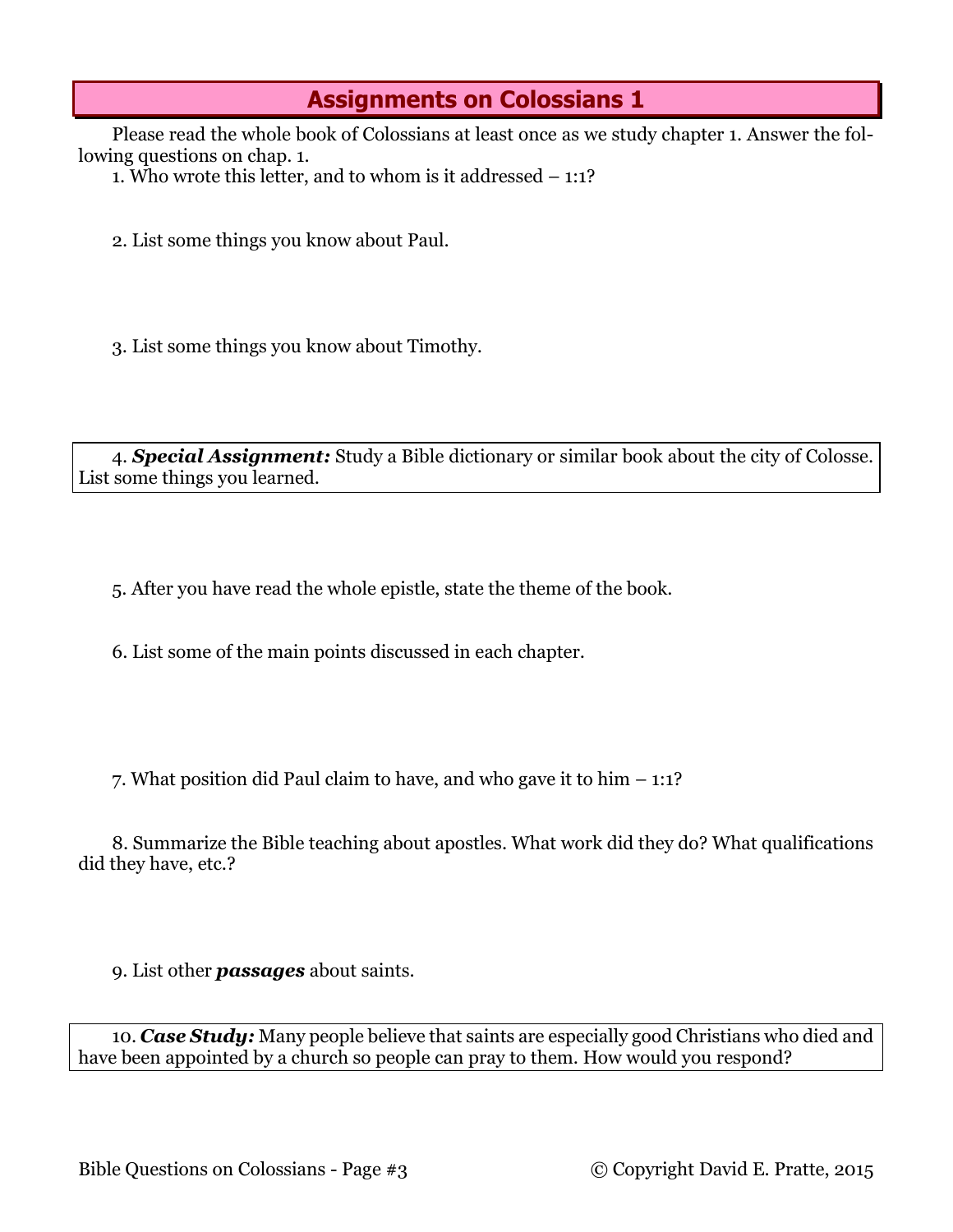## Assignments on Colossians 1

Please read the whole book of Colossians at least once as we study chapter 1. Answer the following questions on chap. 1.

1. Who wrote this letter, and to whom is it addressed – 1:1?

2. List some things you know about Paul.

3. List some things you know about Timothy.

4. ***Special Assignment:*** Study a Bible dictionary or similar book about the city of Colosse. List some things you learned.

5. After you have read the whole epistle, state the theme of the book.

6. List some of the main points discussed in each chapter.

7. What position did Paul claim to have, and who gave it to him – 1:1?

8. Summarize the Bible teaching about apostles. What work did they do? What qualifications did they have, etc.?

9. List other ***passages*** about saints.

10. ***Case Study:*** Many people believe that saints are especially good Christians who died and have been appointed by a church so people can pray to them. How would you respond?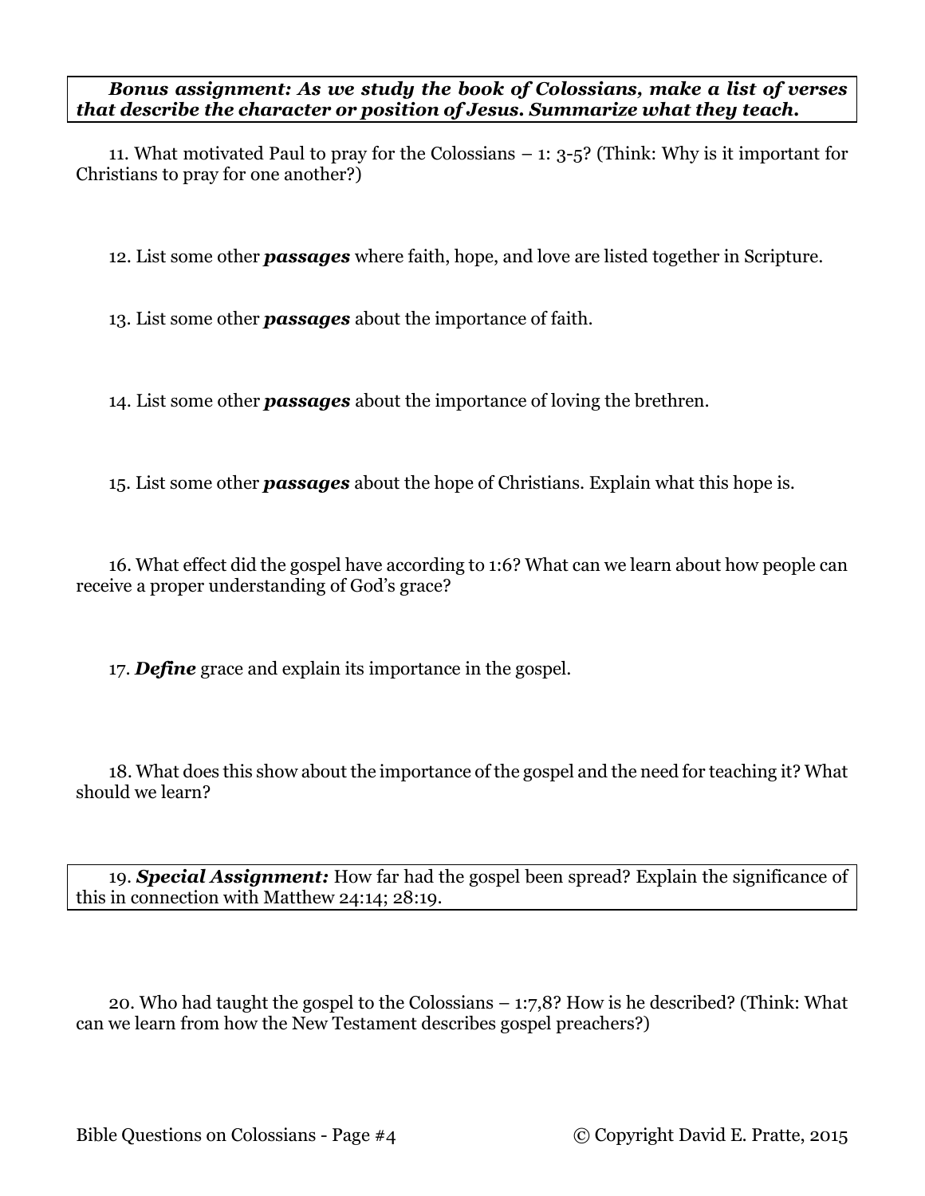***Bonus assignment: As we study the book of Colossians, make a list of verses that describe the character or position of Jesus. Summarize what they teach.***

11. What motivated Paul to pray for the Colossians – 1: 3-5? (Think: Why is it important for Christians to pray for one another?)

12. List some other ***passages*** where faith, hope, and love are listed together in Scripture.

13. List some other ***passages*** about the importance of faith.

14. List some other ***passages*** about the importance of loving the brethren.

15. List some other ***passages*** about the hope of Christians. Explain what this hope is.

16. What effect did the gospel have according to 1:6? What can we learn about how people can receive a proper understanding of God's grace?

17. ***Define*** grace and explain its importance in the gospel.

18. What does this show about the importance of the gospel and the need for teaching it? What should we learn?

19. ***Special Assignment:*** How far had the gospel been spread? Explain the significance of this in connection with Matthew 24:14; 28:19.

20. Who had taught the gospel to the Colossians – 1:7,8? How is he described? (Think: What can we learn from how the New Testament describes gospel preachers?)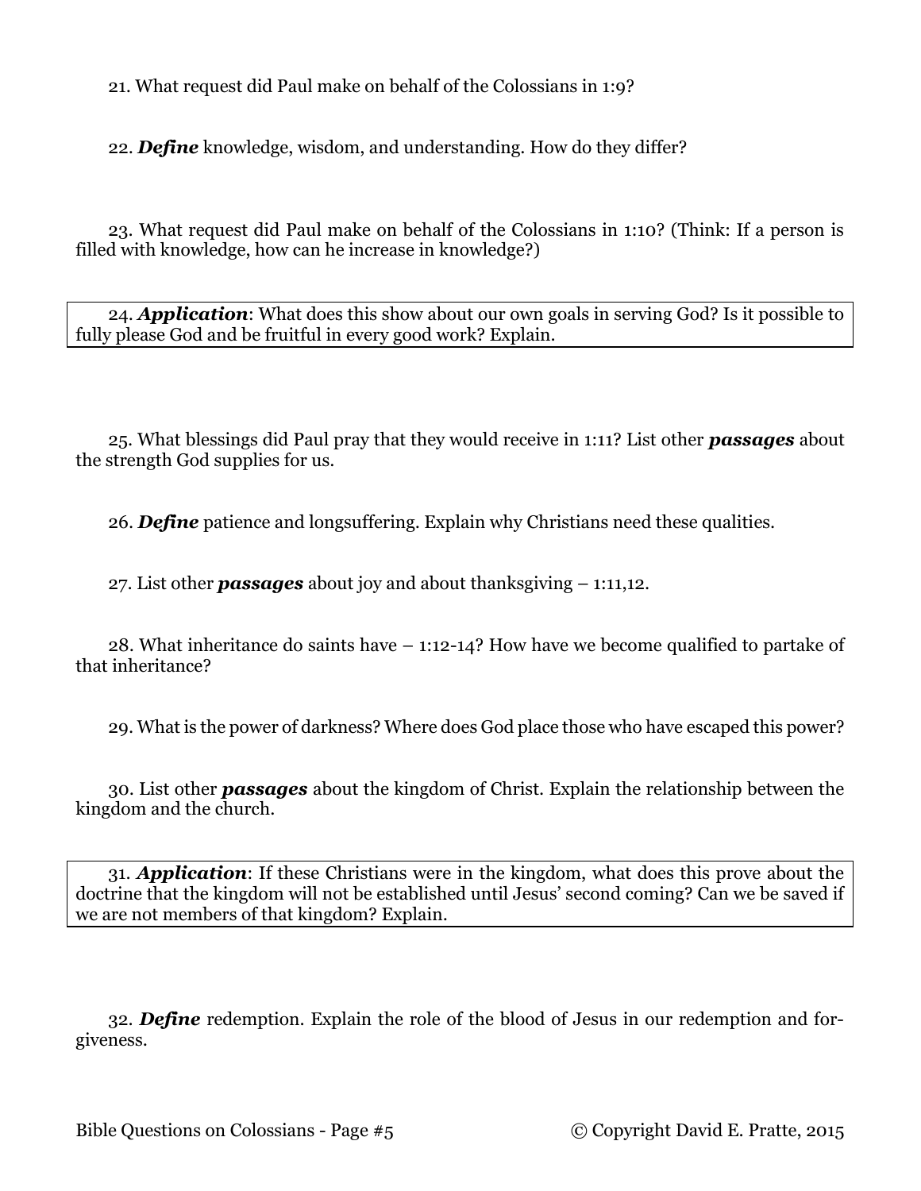21. What request did Paul make on behalf of the Colossians in 1:9?

22. ***Define*** knowledge, wisdom, and understanding. How do they differ?

23. What request did Paul make on behalf of the Colossians in 1:10? (Think: If a person is filled with knowledge, how can he increase in knowledge?)

24. ***Application***: What does this show about our own goals in serving God? Is it possible to fully please God and be fruitful in every good work? Explain.

25. What blessings did Paul pray that they would receive in 1:11? List other ***passages*** about the strength God supplies for us.

26. ***Define*** patience and longsuffering. Explain why Christians need these qualities.

27. List other ***passages*** about joy and about thanksgiving – 1:11,12.

28. What inheritance do saints have – 1:12-14? How have we become qualified to partake of that inheritance?

29. What is the power of darkness? Where does God place those who have escaped this power?

30. List other ***passages*** about the kingdom of Christ. Explain the relationship between the kingdom and the church.

31. ***Application***: If these Christians were in the kingdom, what does this prove about the doctrine that the kingdom will not be established until Jesus' second coming? Can we be saved if we are not members of that kingdom? Explain.

32. ***Define*** redemption. Explain the role of the blood of Jesus in our redemption and forgiveness.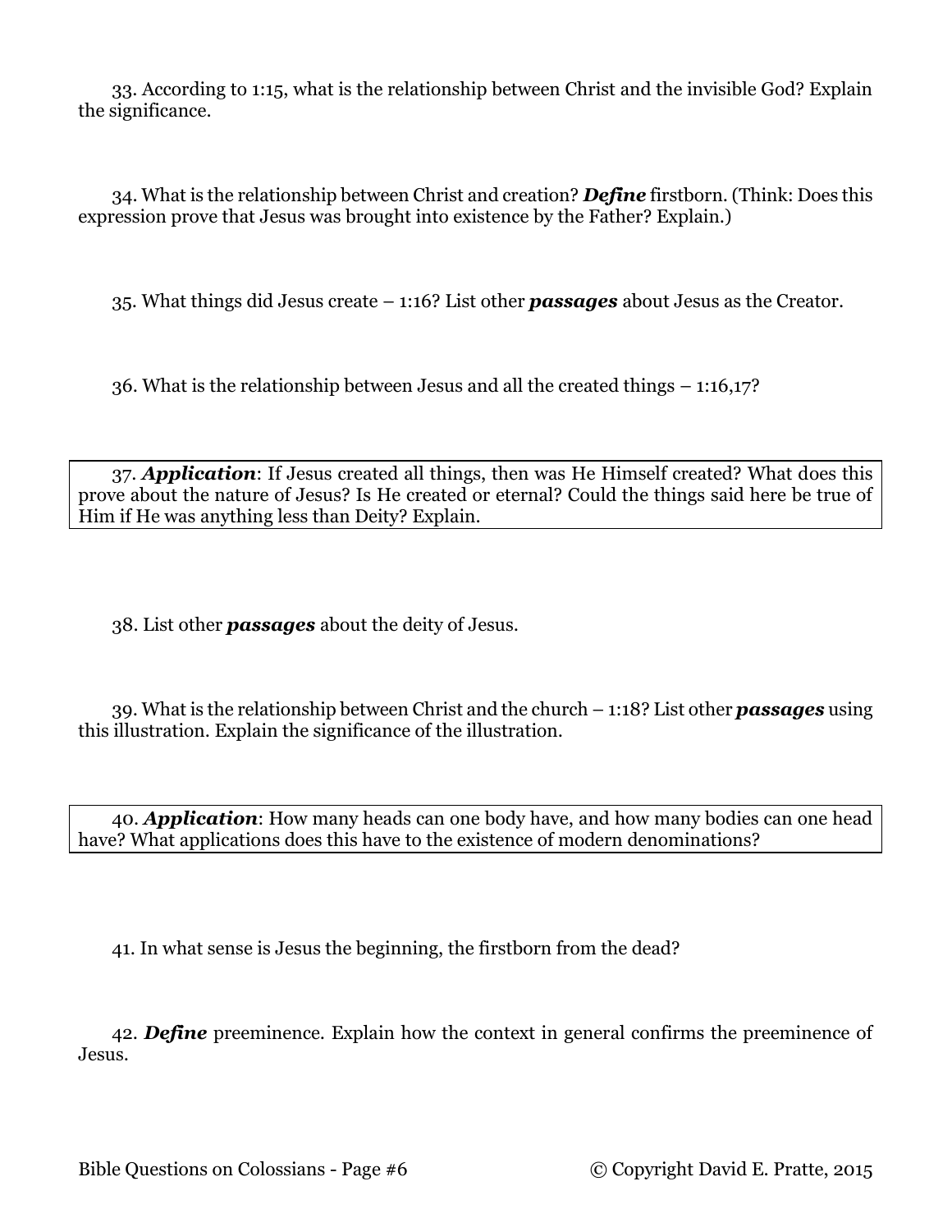33. According to 1:15, what is the relationship between Christ and the invisible God? Explain the significance.

34. What is the relationship between Christ and creation? ***Define*** firstborn. (Think: Does this expression prove that Jesus was brought into existence by the Father? Explain.)

35. What things did Jesus create – 1:16? List other ***passages*** about Jesus as the Creator.

36. What is the relationship between Jesus and all the created things – 1:16,17?

37. ***Application***: If Jesus created all things, then was He Himself created? What does this prove about the nature of Jesus? Is He created or eternal? Could the things said here be true of Him if He was anything less than Deity? Explain.

38. List other ***passages*** about the deity of Jesus.

39. What is the relationship between Christ and the church – 1:18? List other ***passages*** using this illustration. Explain the significance of the illustration.

40. ***Application***: How many heads can one body have, and how many bodies can one head have? What applications does this have to the existence of modern denominations?

41. In what sense is Jesus the beginning, the firstborn from the dead?

42. ***Define*** preeminence. Explain how the context in general confirms the preeminence of Jesus.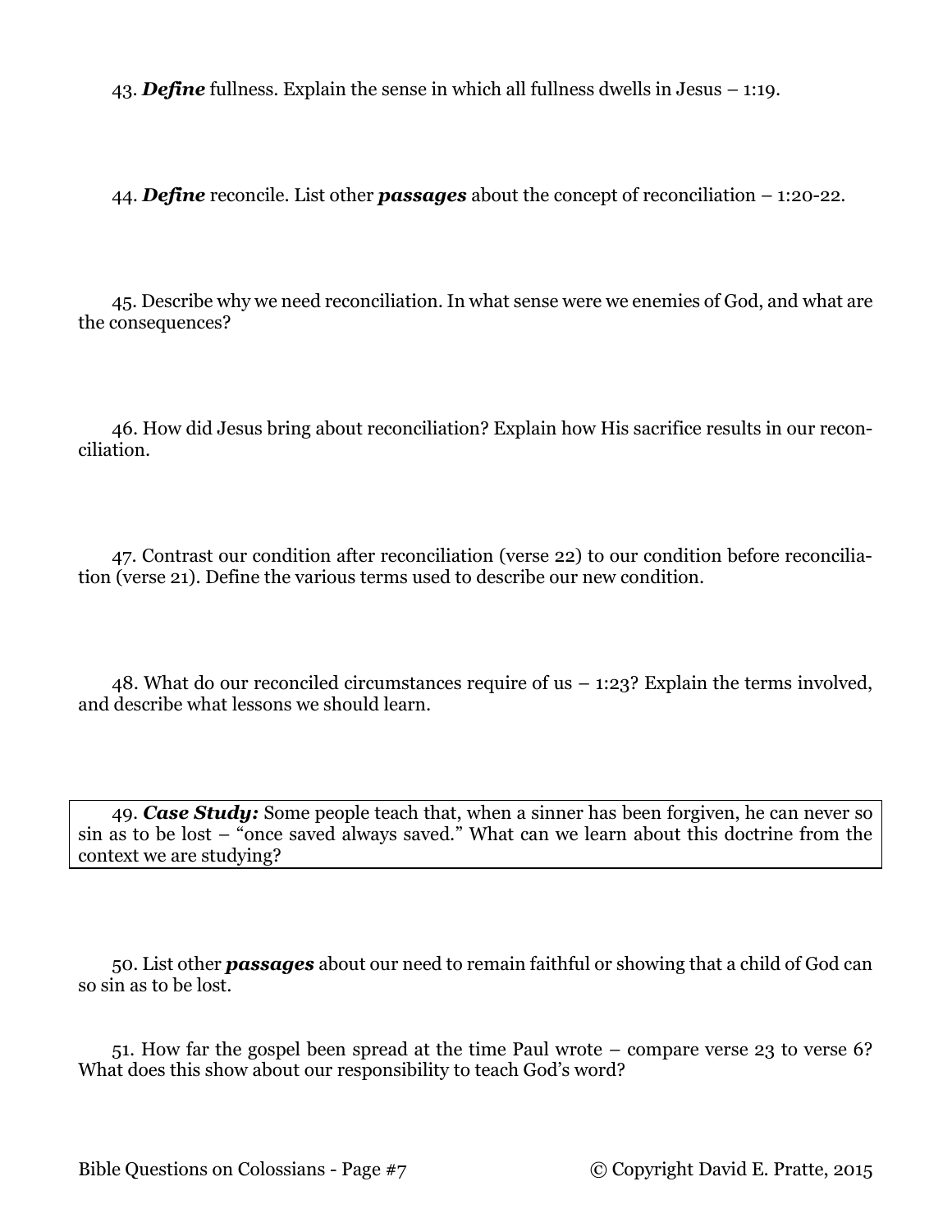43. ***Define*** fullness. Explain the sense in which all fullness dwells in Jesus – 1:19.

44. ***Define*** reconcile. List other ***passages*** about the concept of reconciliation – 1:20-22.

45. Describe why we need reconciliation. In what sense were we enemies of God, and what are the consequences?

46. How did Jesus bring about reconciliation? Explain how His sacrifice results in our reconciliation.

47. Contrast our condition after reconciliation (verse 22) to our condition before reconciliation (verse 21). Define the various terms used to describe our new condition.

48. What do our reconciled circumstances require of us – 1:23? Explain the terms involved, and describe what lessons we should learn.

49. ***Case Study:*** Some people teach that, when a sinner has been forgiven, he can never so sin as to be lost – "once saved always saved." What can we learn about this doctrine from the context we are studying?

50. List other ***passages*** about our need to remain faithful or showing that a child of God can so sin as to be lost.

51. How far the gospel been spread at the time Paul wrote – compare verse 23 to verse 6? What does this show about our responsibility to teach God's word?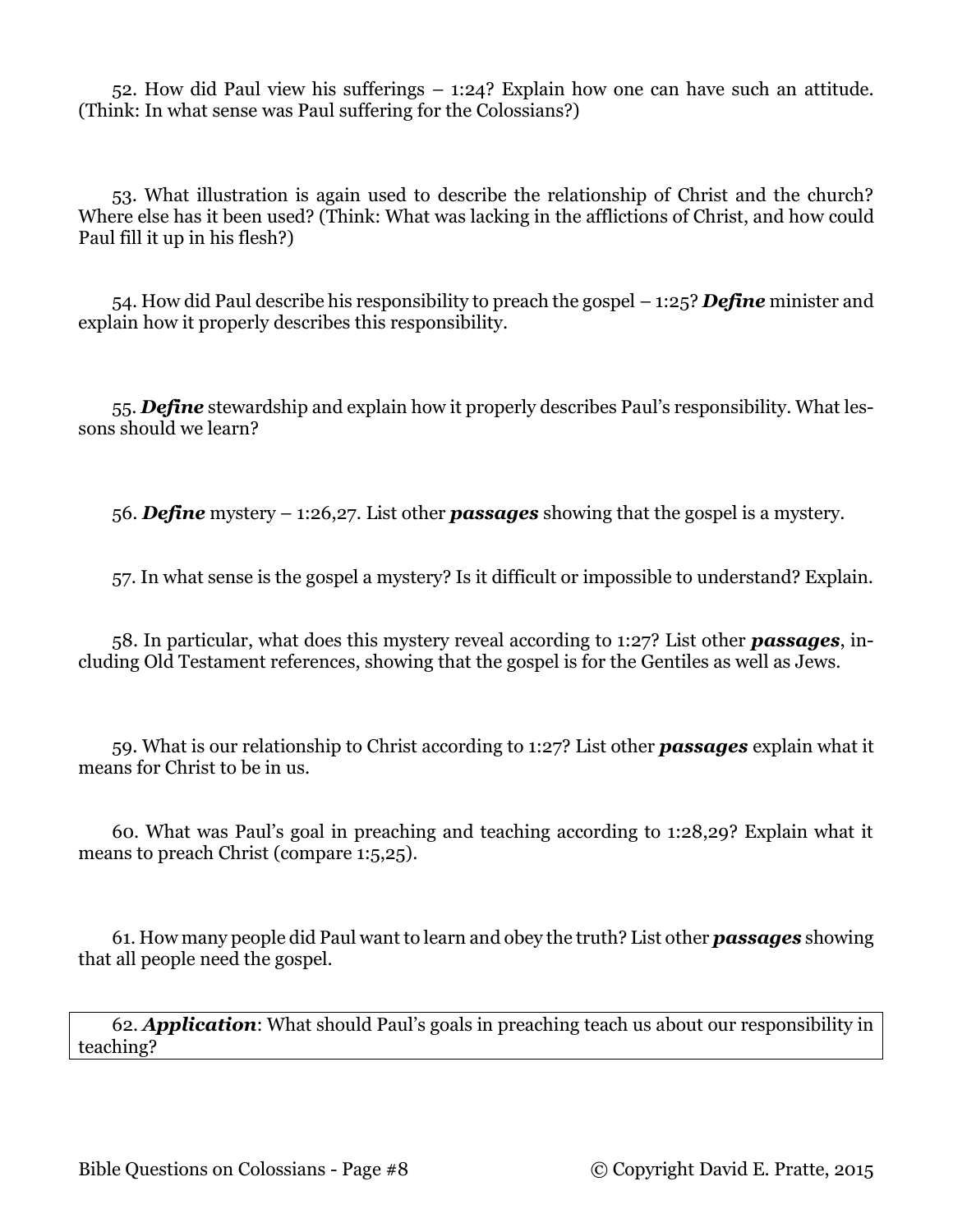52. How did Paul view his sufferings – 1:24? Explain how one can have such an attitude. (Think: In what sense was Paul suffering for the Colossians?)

53. What illustration is again used to describe the relationship of Christ and the church? Where else has it been used? (Think: What was lacking in the afflictions of Christ, and how could Paul fill it up in his flesh?)

54. How did Paul describe his responsibility to preach the gospel – 1:25? ***Define*** minister and explain how it properly describes this responsibility.

55. ***Define*** stewardship and explain how it properly describes Paul's responsibility. What lessons should we learn?

56. ***Define*** mystery – 1:26,27. List other ***passages*** showing that the gospel is a mystery.

57. In what sense is the gospel a mystery? Is it difficult or impossible to understand? Explain.

58. In particular, what does this mystery reveal according to 1:27? List other ***passages***, including Old Testament references, showing that the gospel is for the Gentiles as well as Jews.

59. What is our relationship to Christ according to 1:27? List other ***passages*** explain what it means for Christ to be in us.

60. What was Paul's goal in preaching and teaching according to 1:28,29? Explain what it means to preach Christ (compare 1:5,25).

61. How many people did Paul want to learn and obey the truth? List other ***passages*** showing that all people need the gospel.

62. ***Application***: What should Paul's goals in preaching teach us about our responsibility in teaching?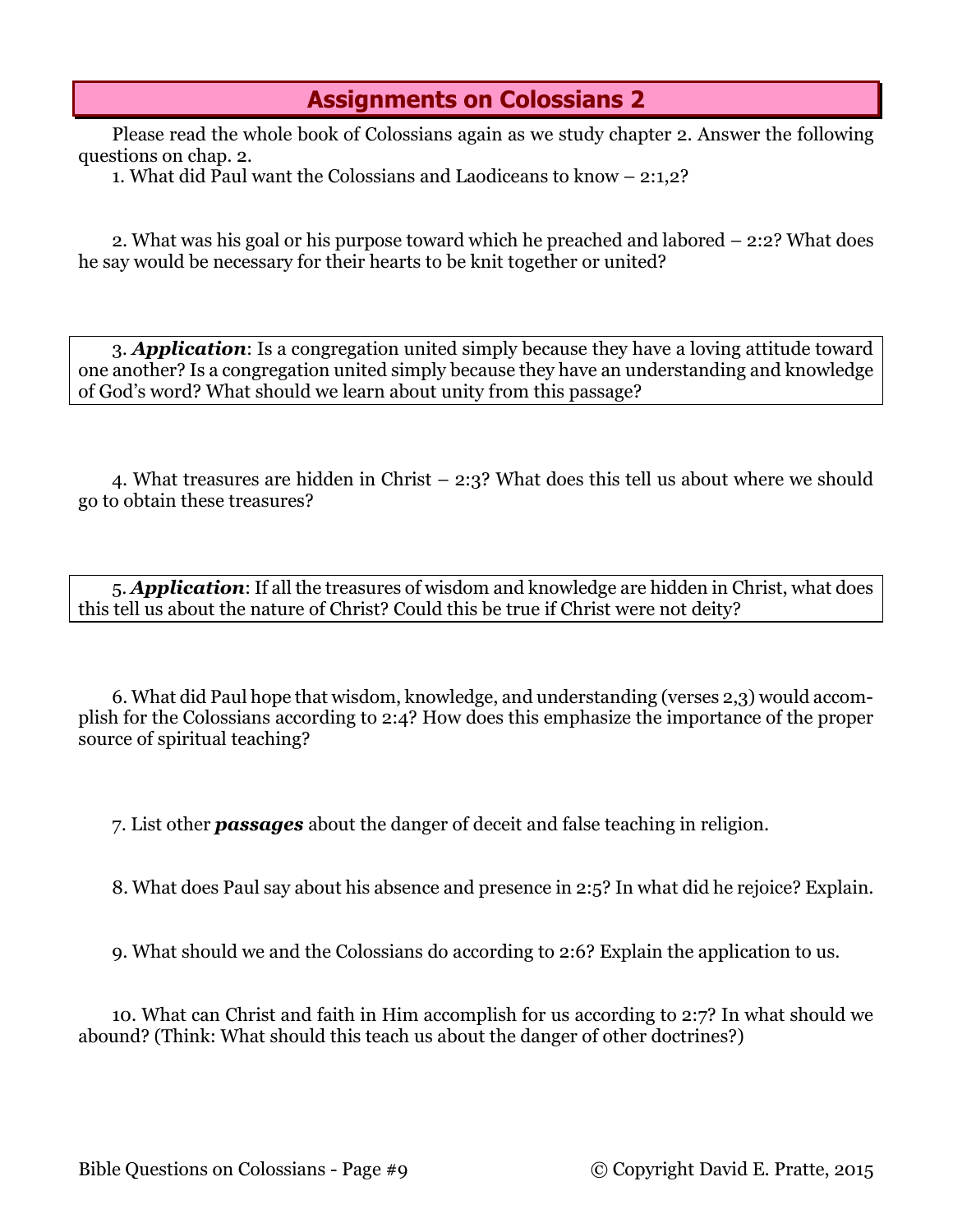## Assignments on Colossians 2

Please read the whole book of Colossians again as we study chapter 2. Answer the following questions on chap. 2.

1. What did Paul want the Colossians and Laodiceans to know – 2:1,2?

2. What was his goal or his purpose toward which he preached and labored – 2:2? What does he say would be necessary for their hearts to be knit together or united?

3. ***Application***: Is a congregation united simply because they have a loving attitude toward one another? Is a congregation united simply because they have an understanding and knowledge of God's word? What should we learn about unity from this passage?

4. What treasures are hidden in Christ – 2:3? What does this tell us about where we should go to obtain these treasures?

5. ***Application***: If all the treasures of wisdom and knowledge are hidden in Christ, what does this tell us about the nature of Christ? Could this be true if Christ were not deity?

6. What did Paul hope that wisdom, knowledge, and understanding (verses 2,3) would accomplish for the Colossians according to 2:4? How does this emphasize the importance of the proper source of spiritual teaching?

7. List other ***passages*** about the danger of deceit and false teaching in religion.

8. What does Paul say about his absence and presence in 2:5? In what did he rejoice? Explain.

9. What should we and the Colossians do according to 2:6? Explain the application to us.

10. What can Christ and faith in Him accomplish for us according to 2:7? In what should we abound? (Think: What should this teach us about the danger of other doctrines?)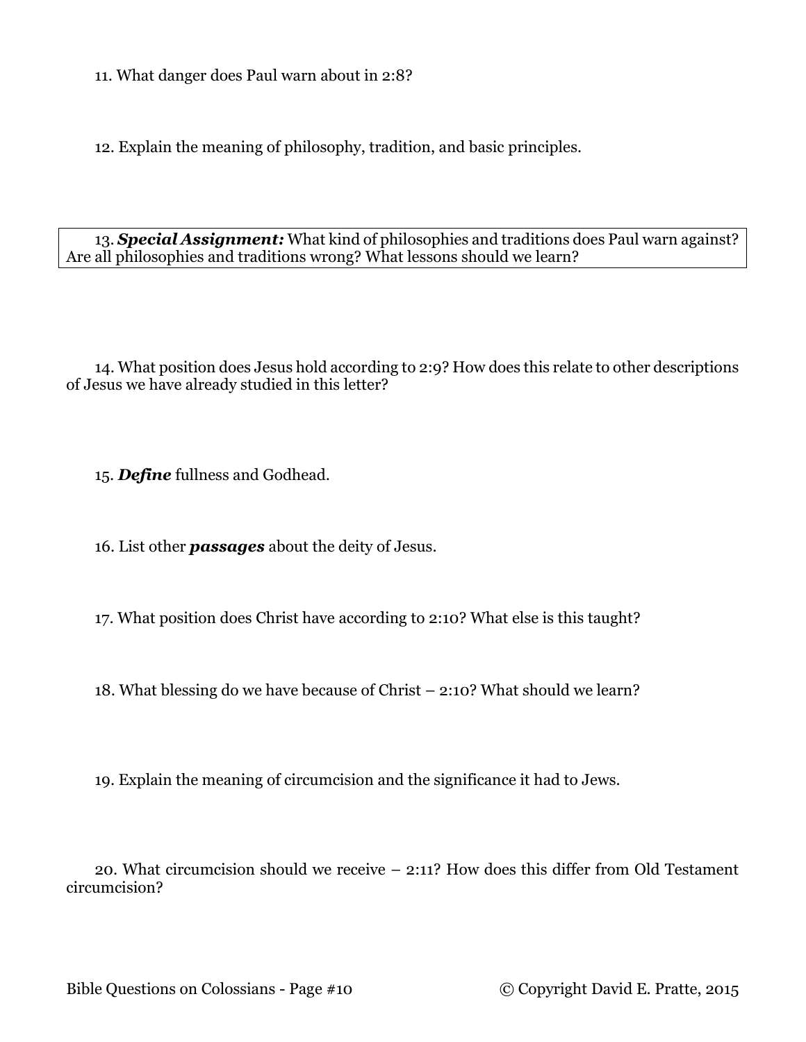11. What danger does Paul warn about in 2:8?

12. Explain the meaning of philosophy, tradition, and basic principles.

13. ***Special Assignment:*** What kind of philosophies and traditions does Paul warn against? Are all philosophies and traditions wrong? What lessons should we learn?

14. What position does Jesus hold according to 2:9? How does this relate to other descriptions of Jesus we have already studied in this letter?

15. ***Define*** fullness and Godhead.

16. List other ***passages*** about the deity of Jesus.

17. What position does Christ have according to 2:10? What else is this taught?

18. What blessing do we have because of Christ – 2:10? What should we learn?

19. Explain the meaning of circumcision and the significance it had to Jews.

20. What circumcision should we receive – 2:11? How does this differ from Old Testament circumcision?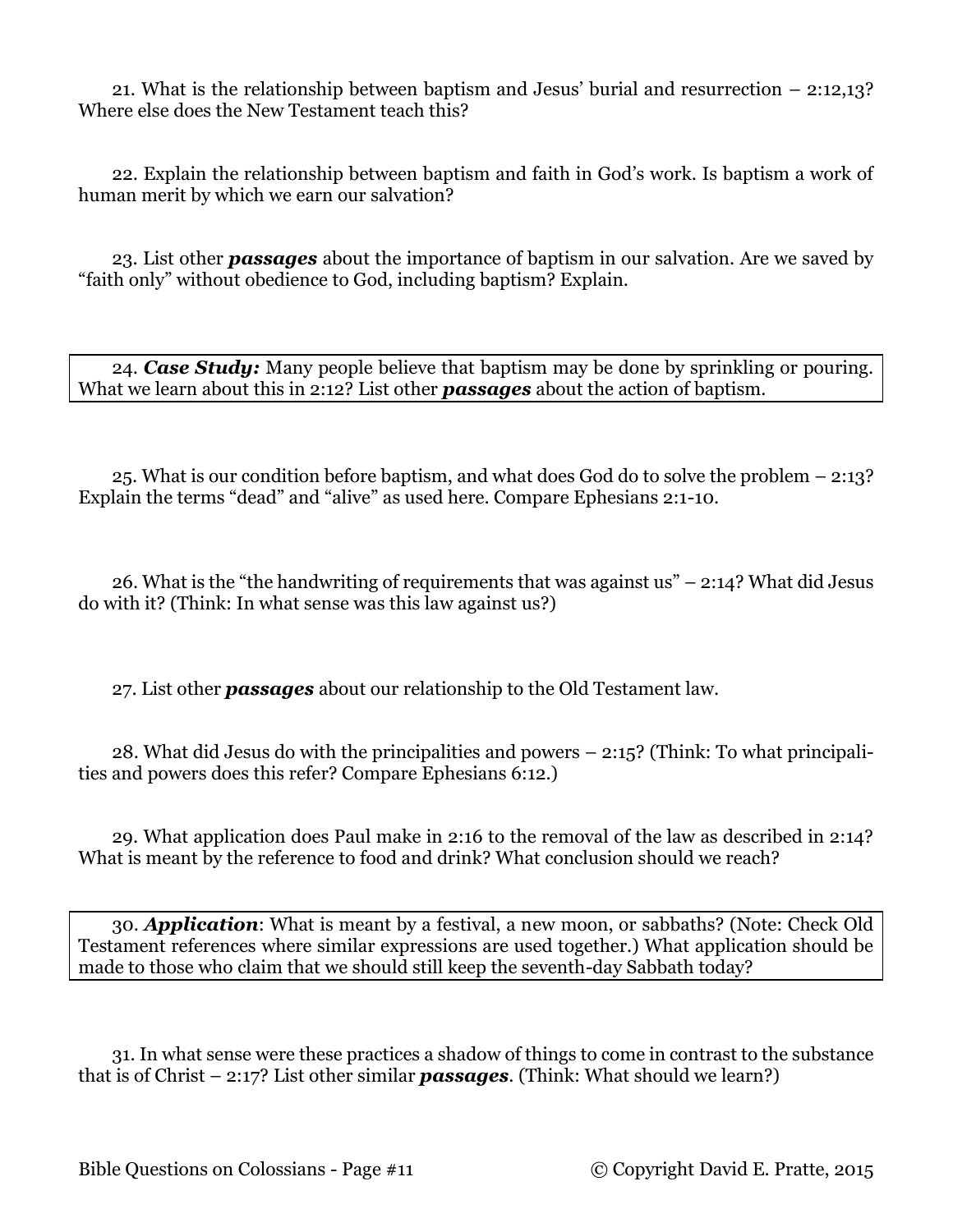21. What is the relationship between baptism and Jesus' burial and resurrection – 2:12,13? Where else does the New Testament teach this?

22. Explain the relationship between baptism and faith in God's work. Is baptism a work of human merit by which we earn our salvation?

23. List other ***passages*** about the importance of baptism in our salvation. Are we saved by "faith only" without obedience to God, including baptism? Explain.

24. ***Case Study:*** Many people believe that baptism may be done by sprinkling or pouring. What we learn about this in 2:12? List other ***passages*** about the action of baptism.

25. What is our condition before baptism, and what does God do to solve the problem – 2:13? Explain the terms "dead" and "alive" as used here. Compare Ephesians 2:1-10.

26. What is the "the handwriting of requirements that was against us" – 2:14? What did Jesus do with it? (Think: In what sense was this law against us?)

27. List other ***passages*** about our relationship to the Old Testament law.

28. What did Jesus do with the principalities and powers – 2:15? (Think: To what principalities and powers does this refer? Compare Ephesians 6:12.)

29. What application does Paul make in 2:16 to the removal of the law as described in 2:14? What is meant by the reference to food and drink? What conclusion should we reach?

30. ***Application***: What is meant by a festival, a new moon, or sabbaths? (Note: Check Old Testament references where similar expressions are used together.) What application should be made to those who claim that we should still keep the seventh-day Sabbath today?

31. In what sense were these practices a shadow of things to come in contrast to the substance that is of Christ – 2:17? List other similar ***passages***. (Think: What should we learn?)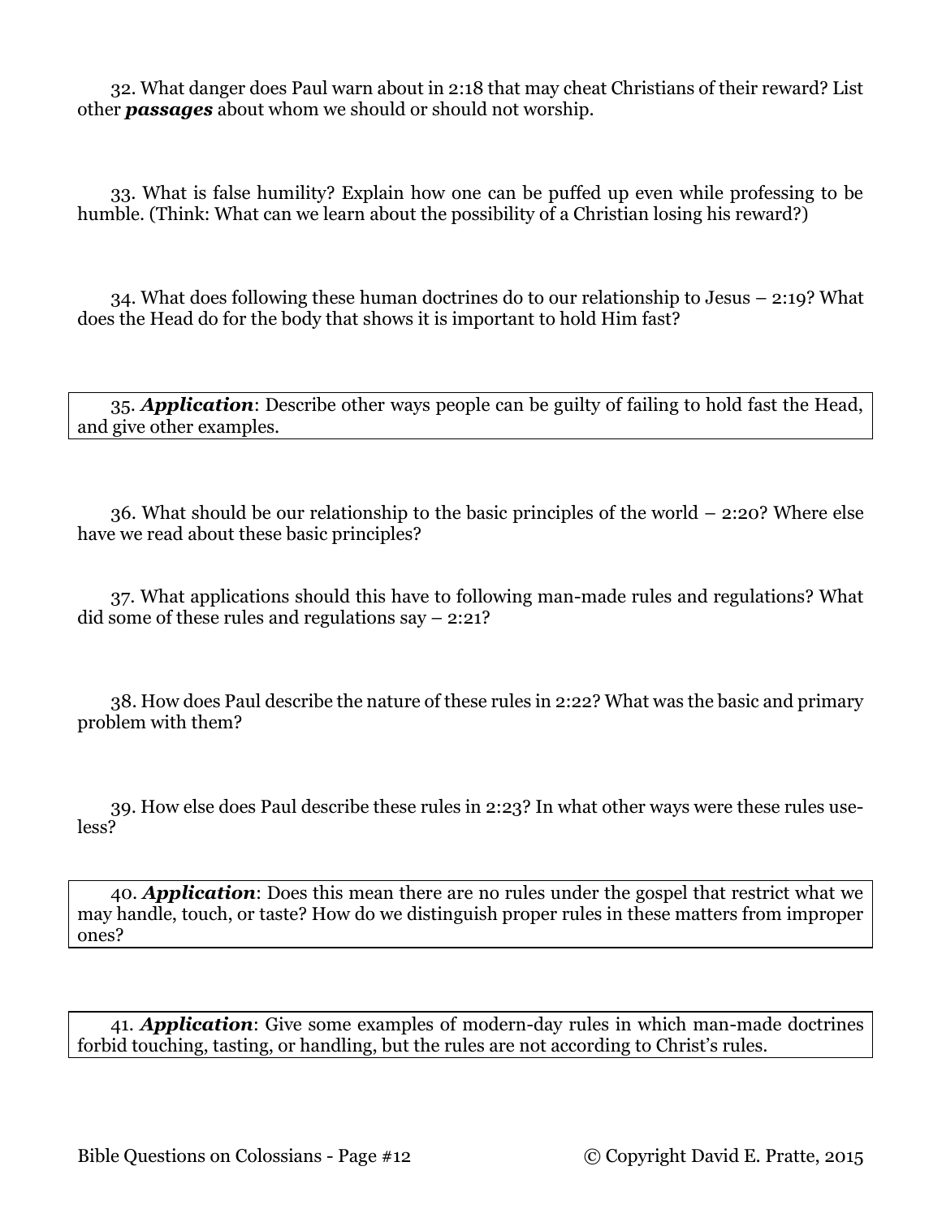32. What danger does Paul warn about in 2:18 that may cheat Christians of their reward? List other ***passages*** about whom we should or should not worship.

33. What is false humility? Explain how one can be puffed up even while professing to be humble. (Think: What can we learn about the possibility of a Christian losing his reward?)

34. What does following these human doctrines do to our relationship to Jesus – 2:19? What does the Head do for the body that shows it is important to hold Him fast?

35. ***Application***: Describe other ways people can be guilty of failing to hold fast the Head, and give other examples.

36. What should be our relationship to the basic principles of the world – 2:20? Where else have we read about these basic principles?

37. What applications should this have to following man-made rules and regulations? What did some of these rules and regulations say – 2:21?

38. How does Paul describe the nature of these rules in 2:22? What was the basic and primary problem with them?

39. How else does Paul describe these rules in 2:23? In what other ways were these rules useless?

40. ***Application***: Does this mean there are no rules under the gospel that restrict what we may handle, touch, or taste? How do we distinguish proper rules in these matters from improper ones?

41. ***Application***: Give some examples of modern-day rules in which man-made doctrines forbid touching, tasting, or handling, but the rules are not according to Christ's rules.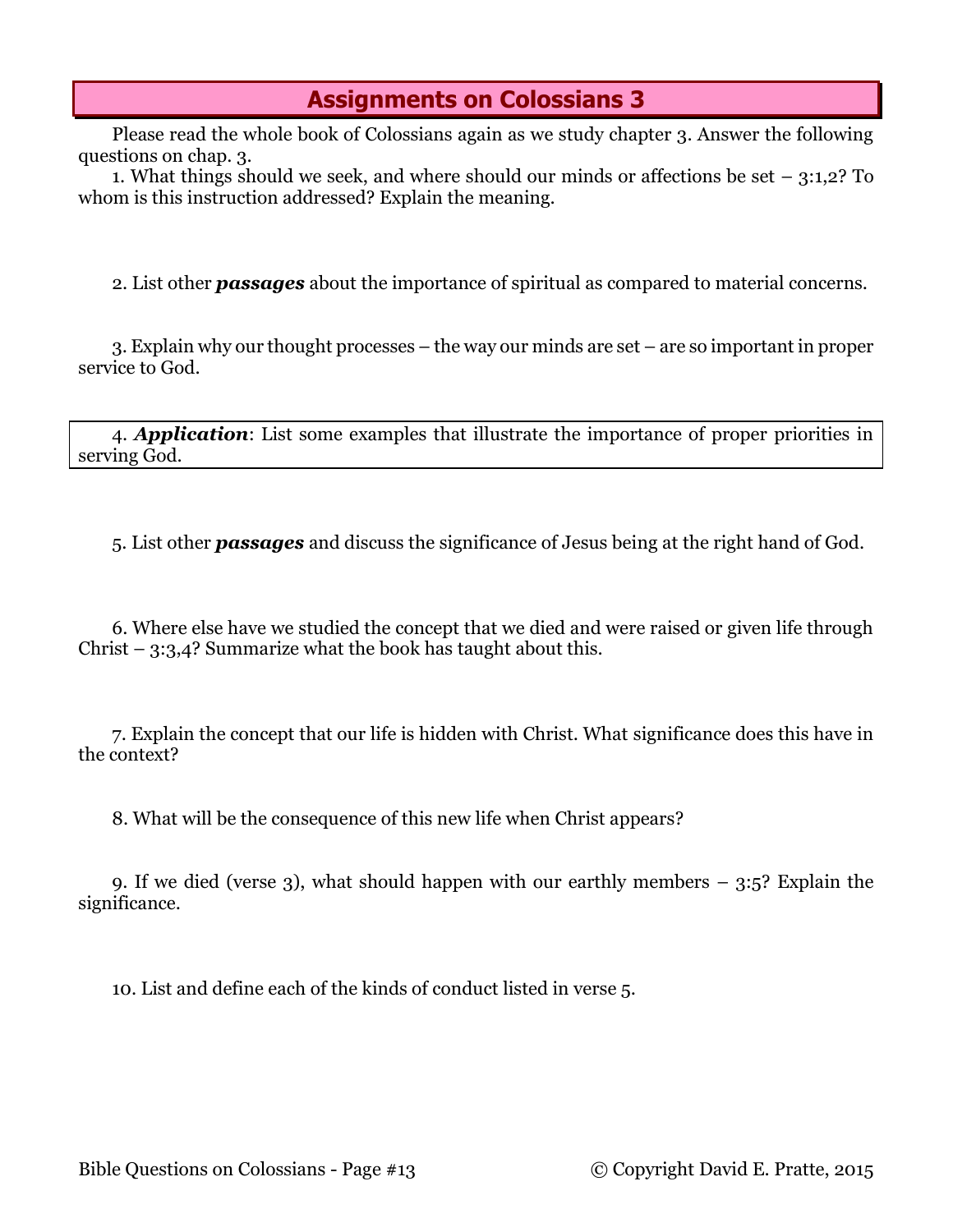## Assignments on Colossians 3

Please read the whole book of Colossians again as we study chapter 3. Answer the following questions on chap. 3.

1. What things should we seek, and where should our minds or affections be set – 3:1,2? To whom is this instruction addressed? Explain the meaning.

2. List other ***passages*** about the importance of spiritual as compared to material concerns.

3. Explain why our thought processes – the way our minds are set – are so important in proper service to God.

4. ***Application***: List some examples that illustrate the importance of proper priorities in serving God.

5. List other ***passages*** and discuss the significance of Jesus being at the right hand of God.

6. Where else have we studied the concept that we died and were raised or given life through Christ – 3:3,4? Summarize what the book has taught about this.

7. Explain the concept that our life is hidden with Christ. What significance does this have in the context?

8. What will be the consequence of this new life when Christ appears?

9. If we died (verse 3), what should happen with our earthly members – 3:5? Explain the significance.

10. List and define each of the kinds of conduct listed in verse 5.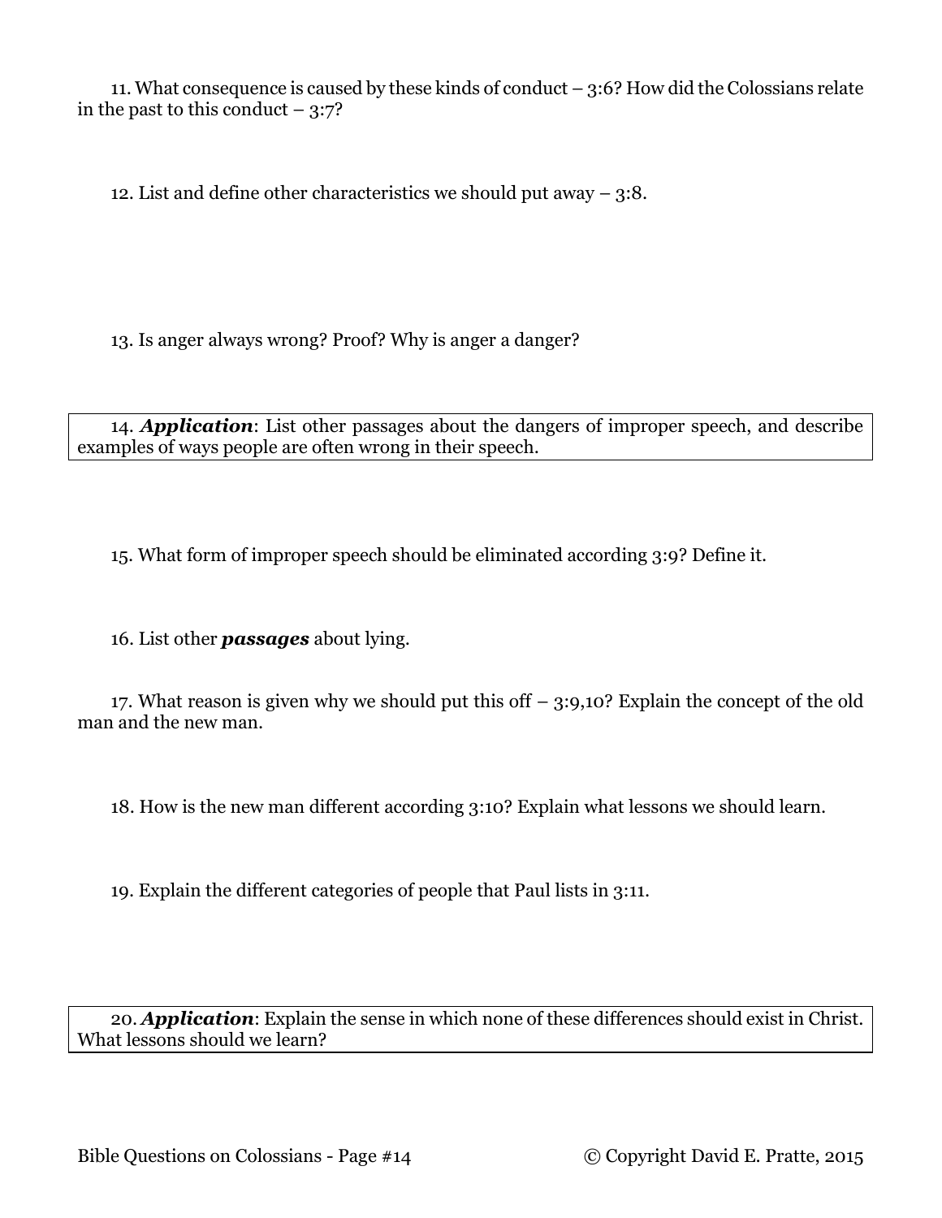11. What consequence is caused by these kinds of conduct – 3:6? How did the Colossians relate in the past to this conduct – 3:7?

12. List and define other characteristics we should put away – 3:8.

13. Is anger always wrong? Proof? Why is anger a danger?

14. ***Application***: List other passages about the dangers of improper speech, and describe examples of ways people are often wrong in their speech.

15. What form of improper speech should be eliminated according 3:9? Define it.

16. List other ***passages*** about lying.

17. What reason is given why we should put this off – 3:9,10? Explain the concept of the old man and the new man.

18. How is the new man different according 3:10? Explain what lessons we should learn.

19. Explain the different categories of people that Paul lists in 3:11.

20. ***Application***: Explain the sense in which none of these differences should exist in Christ. What lessons should we learn?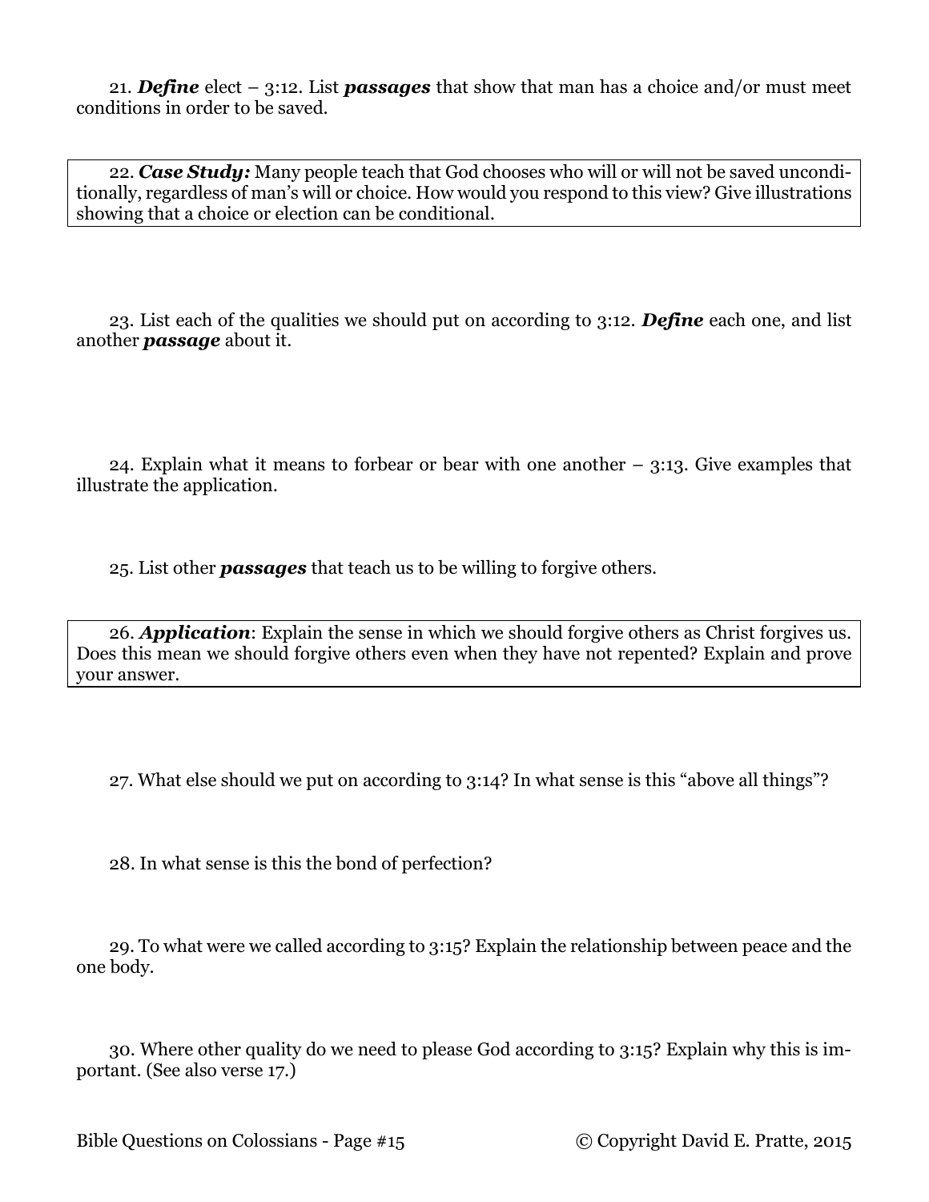21. ***Define*** elect – 3:12. List ***passages*** that show that man has a choice and/or must meet conditions in order to be saved.

22. ***Case Study:*** Many people teach that God chooses who will or will not be saved unconditionally, regardless of man's will or choice. How would you respond to this view? Give illustrations showing that a choice or election can be conditional.

23. List each of the qualities we should put on according to 3:12. ***Define*** each one, and list another ***passage*** about it.

24. Explain what it means to forbear or bear with one another – 3:13. Give examples that illustrate the application.

25. List other ***passages*** that teach us to be willing to forgive others.

26. ***Application***: Explain the sense in which we should forgive others as Christ forgives us. Does this mean we should forgive others even when they have not repented? Explain and prove your answer.

27. What else should we put on according to 3:14? In what sense is this "above all things"?

28. In what sense is this the bond of perfection?

29. To what were we called according to 3:15? Explain the relationship between peace and the one body.

30. Where other quality do we need to please God according to 3:15? Explain why this is important. (See also verse 17.)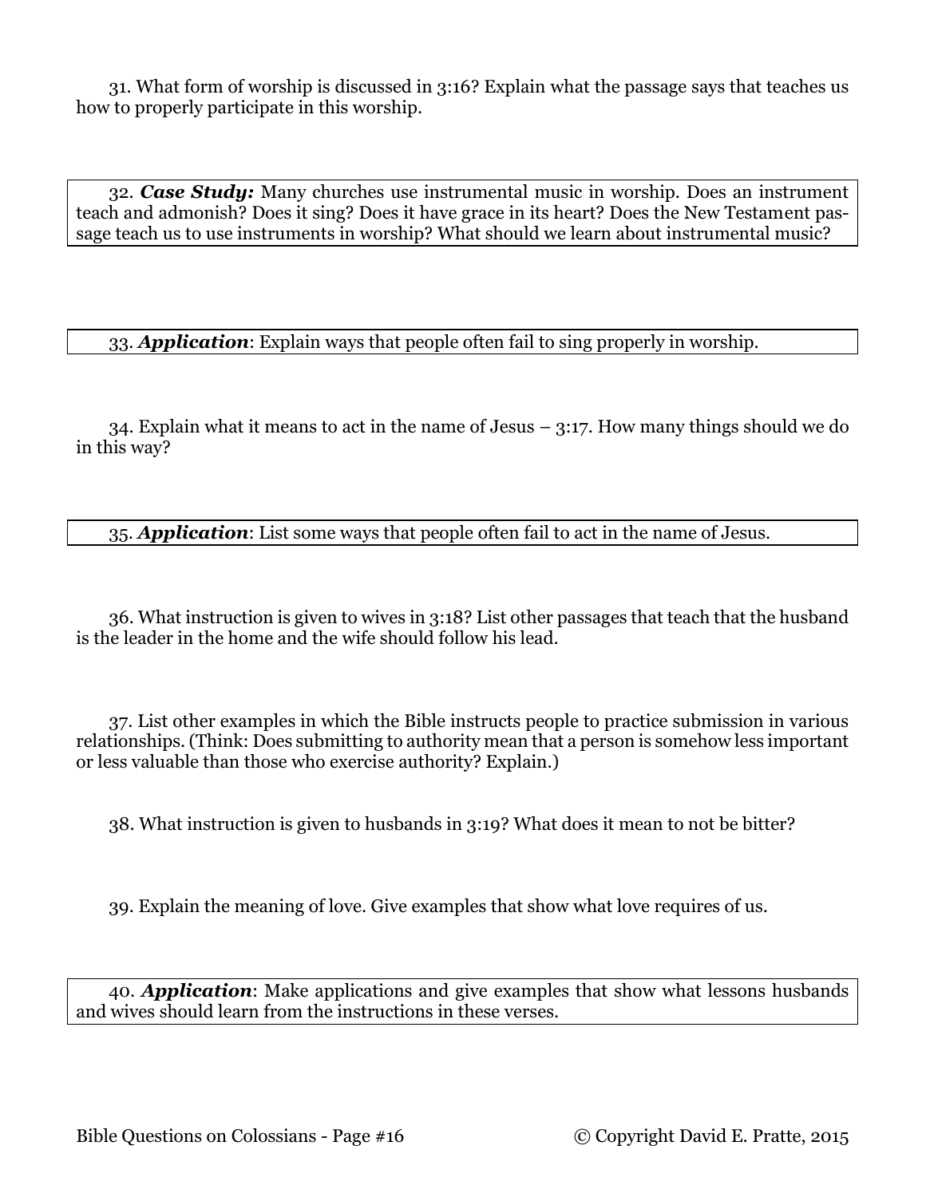31. What form of worship is discussed in 3:16? Explain what the passage says that teaches us how to properly participate in this worship.

32. ***Case Study:*** Many churches use instrumental music in worship. Does an instrument teach and admonish? Does it sing? Does it have grace in its heart? Does the New Testament passage teach us to use instruments in worship? What should we learn about instrumental music?

33. ***Application***: Explain ways that people often fail to sing properly in worship.

34. Explain what it means to act in the name of Jesus – 3:17. How many things should we do in this way?

35. ***Application***: List some ways that people often fail to act in the name of Jesus.

36. What instruction is given to wives in 3:18? List other passages that teach that the husband is the leader in the home and the wife should follow his lead.

37. List other examples in which the Bible instructs people to practice submission in various relationships. (Think: Does submitting to authority mean that a person is somehow less important or less valuable than those who exercise authority? Explain.)

38. What instruction is given to husbands in 3:19? What does it mean to not be bitter?

39. Explain the meaning of love. Give examples that show what love requires of us.

40. ***Application***: Make applications and give examples that show what lessons husbands and wives should learn from the instructions in these verses.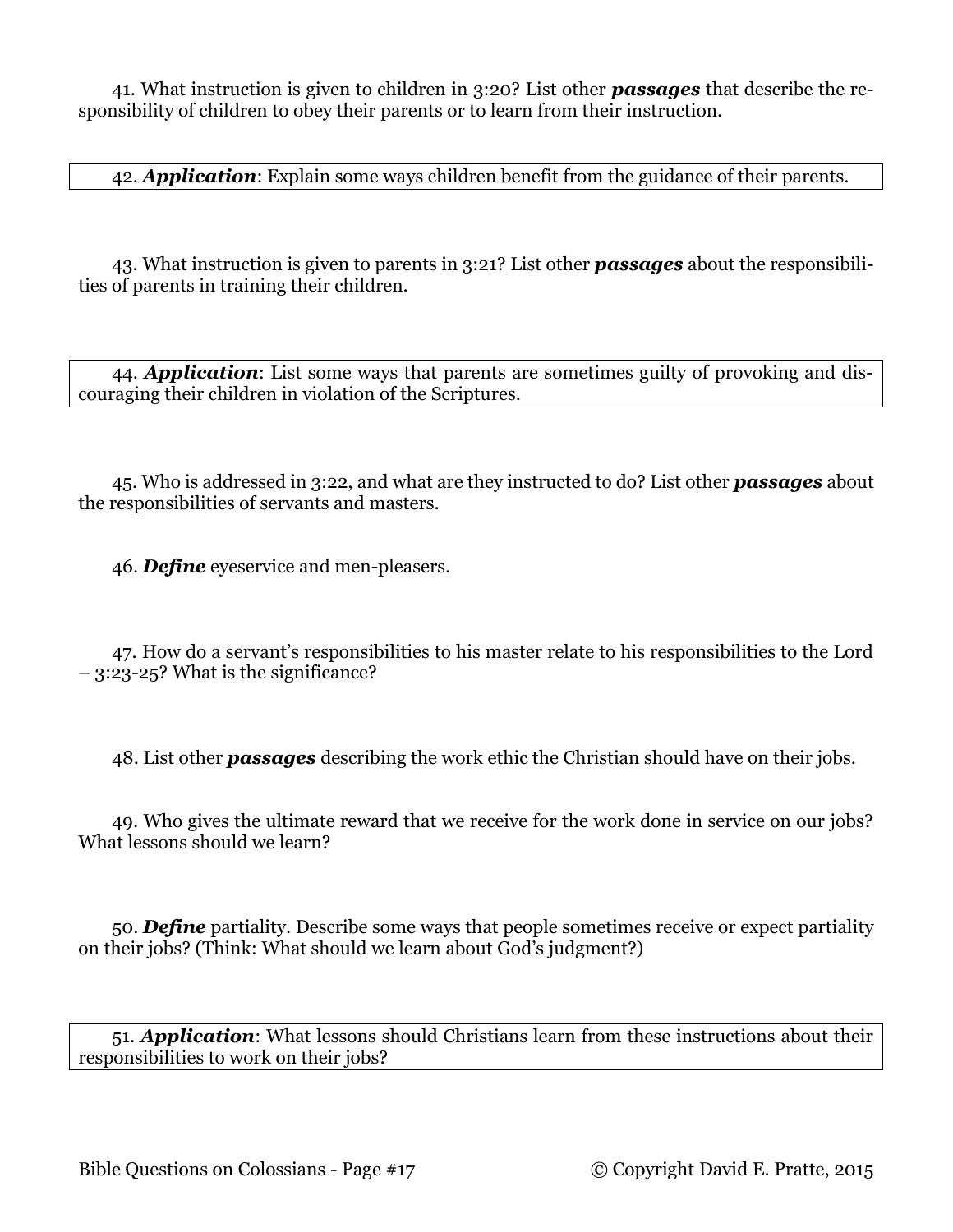41. What instruction is given to children in 3:20? List other ***passages*** that describe the responsibility of children to obey their parents or to learn from their instruction.

42. ***Application***: Explain some ways children benefit from the guidance of their parents.

43. What instruction is given to parents in 3:21? List other ***passages*** about the responsibilities of parents in training their children.

44. ***Application***: List some ways that parents are sometimes guilty of provoking and discouraging their children in violation of the Scriptures.

45. Who is addressed in 3:22, and what are they instructed to do? List other ***passages*** about the responsibilities of servants and masters.

46. ***Define*** eyeservice and men-pleasers.

47. How do a servant's responsibilities to his master relate to his responsibilities to the Lord – 3:23-25? What is the significance?

48. List other ***passages*** describing the work ethic the Christian should have on their jobs.

49. Who gives the ultimate reward that we receive for the work done in service on our jobs? What lessons should we learn?

50. ***Define*** partiality. Describe some ways that people sometimes receive or expect partiality on their jobs? (Think: What should we learn about God's judgment?)

51. ***Application***: What lessons should Christians learn from these instructions about their responsibilities to work on their jobs?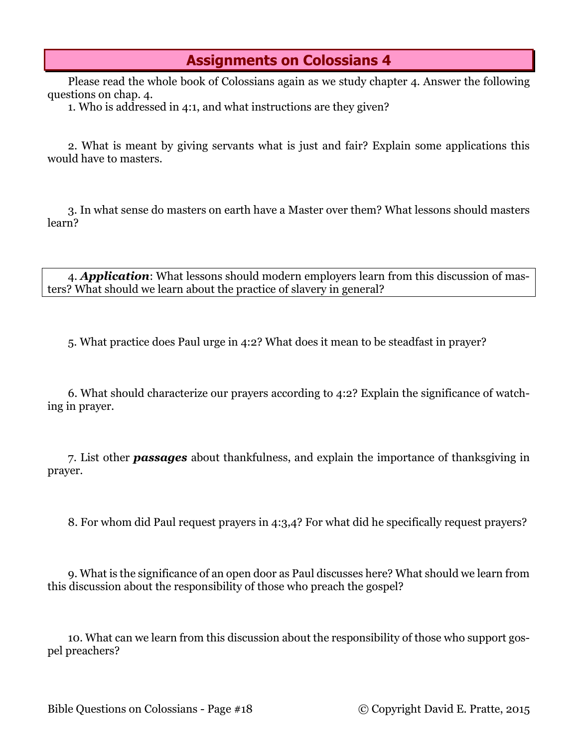# Assignments on Colossians 4

Please read the whole book of Colossians again as we study chapter 4. Answer the following questions on chap. 4.

1. Who is addressed in 4:1, and what instructions are they given?

2. What is meant by giving servants what is just and fair? Explain some applications this would have to masters.

3. In what sense do masters on earth have a Master over them? What lessons should masters learn?

4. ***Application***: What lessons should modern employers learn from this discussion of masters? What should we learn about the practice of slavery in general?

5. What practice does Paul urge in 4:2? What does it mean to be steadfast in prayer?

6. What should characterize our prayers according to 4:2? Explain the significance of watching in prayer.

7. List other ***passages*** about thankfulness, and explain the importance of thanksgiving in prayer.

8. For whom did Paul request prayers in 4:3,4? For what did he specifically request prayers?

9. What is the significance of an open door as Paul discusses here? What should we learn from this discussion about the responsibility of those who preach the gospel?

10. What can we learn from this discussion about the responsibility of those who support gospel preachers?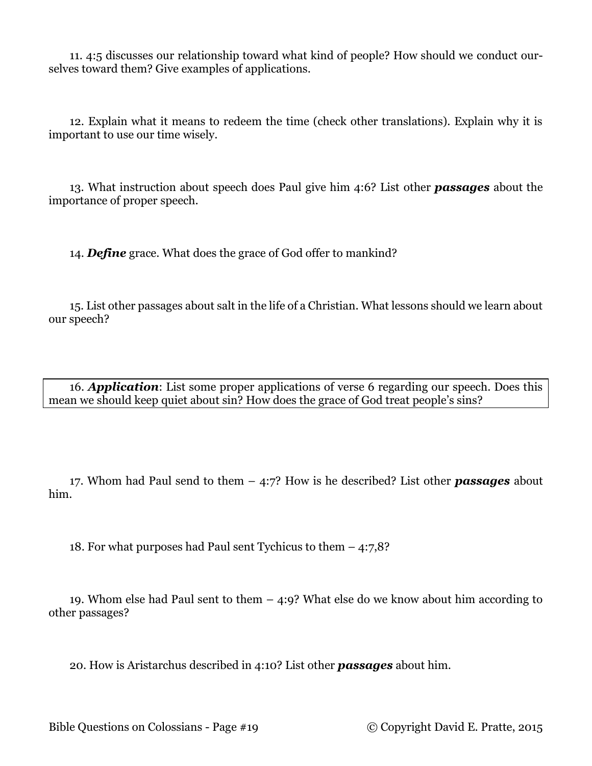11. 4:5 discusses our relationship toward what kind of people? How should we conduct ourselves toward them? Give examples of applications.

12. Explain what it means to redeem the time (check other translations). Explain why it is important to use our time wisely.

13. What instruction about speech does Paul give him 4:6? List other ***passages*** about the importance of proper speech.

14. ***Define*** grace. What does the grace of God offer to mankind?

15. List other passages about salt in the life of a Christian. What lessons should we learn about our speech?

16. ***Application***: List some proper applications of verse 6 regarding our speech. Does this mean we should keep quiet about sin? How does the grace of God treat people's sins?

17. Whom had Paul send to them – 4:7? How is he described? List other ***passages*** about him.

18. For what purposes had Paul sent Tychicus to them – 4:7,8?

19. Whom else had Paul sent to them – 4:9? What else do we know about him according to other passages?

20. How is Aristarchus described in 4:10? List other ***passages*** about him.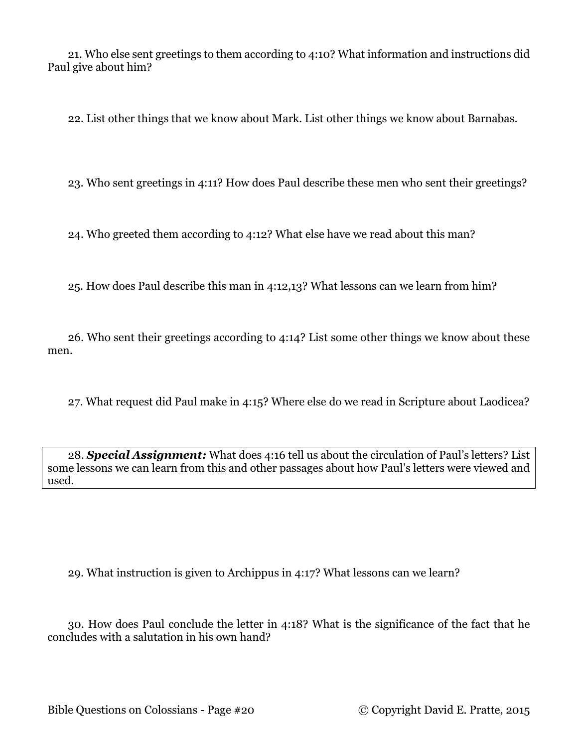21. Who else sent greetings to them according to 4:10? What information and instructions did Paul give about him?

22. List other things that we know about Mark. List other things we know about Barnabas.

23. Who sent greetings in 4:11? How does Paul describe these men who sent their greetings?

24. Who greeted them according to 4:12? What else have we read about this man?

25. How does Paul describe this man in 4:12,13? What lessons can we learn from him?

26. Who sent their greetings according to 4:14? List some other things we know about these men.

27. What request did Paul make in 4:15? Where else do we read in Scripture about Laodicea?

28. ***Special Assignment:*** What does 4:16 tell us about the circulation of Paul's letters? List some lessons we can learn from this and other passages about how Paul's letters were viewed and used.

29. What instruction is given to Archippus in 4:17? What lessons can we learn?

30. How does Paul conclude the letter in 4:18? What is the significance of the fact that he concludes with a salutation in his own hand?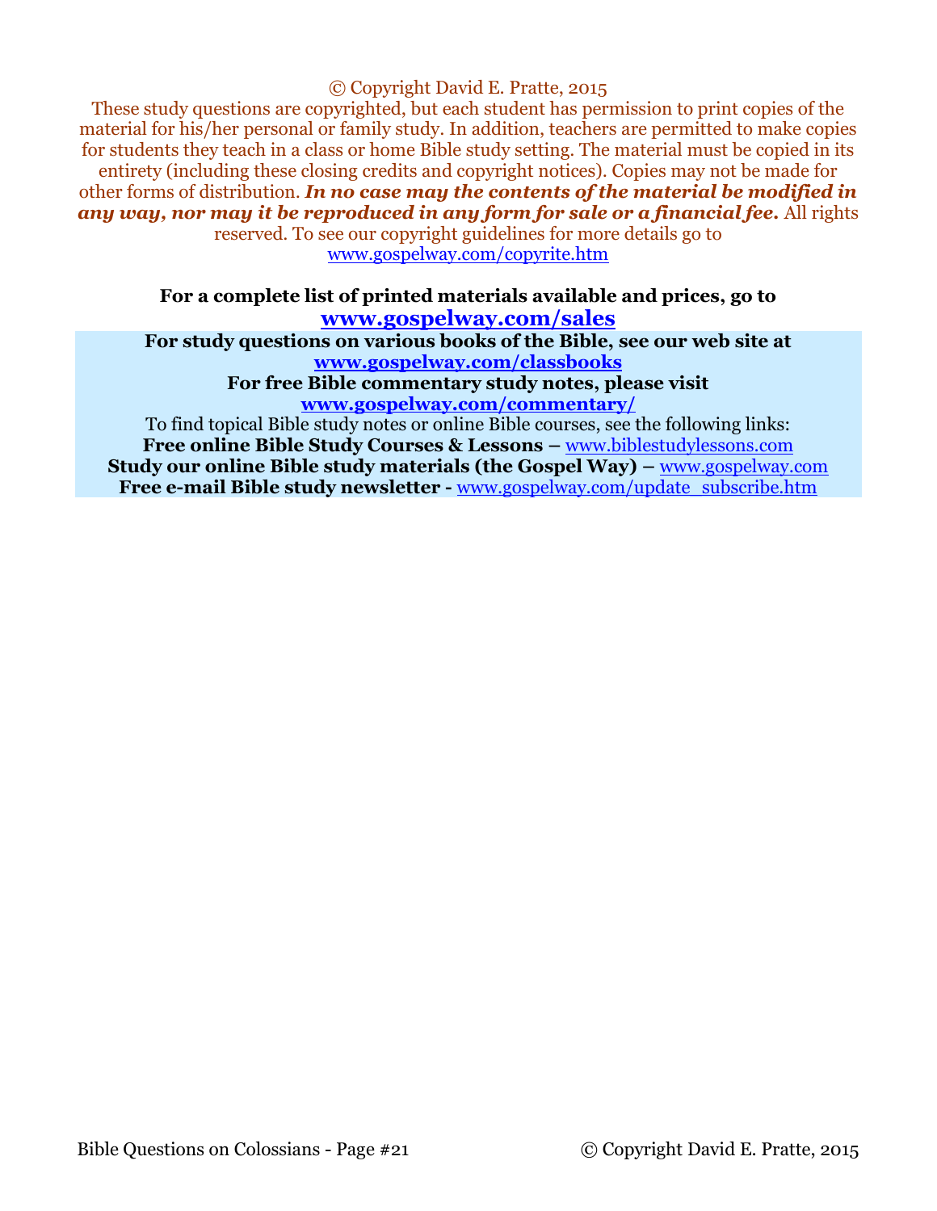© Copyright David E. Pratte, 2015

These study questions are copyrighted, but each student has permission to print copies of the material for his/her personal or family study. In addition, teachers are permitted to make copies for students they teach in a class or home Bible study setting. The material must be copied in its entirety (including these closing credits and copyright notices). Copies may not be made for other forms of distribution. ***In no case may the contents of the material be modified in any way, nor may it be reproduced in any form for sale or a financial fee.*** All rights reserved. To see our copyright guidelines for more details go to www.gospelway.com/copyrite.htm

**For a complete list of printed materials available and prices, go to**
**www.gospelway.com/sales**

**For study questions on various books of the Bible, see our web site at**
**www.gospelway.com/classbooks**

**For free Bible commentary study notes, please visit**
**www.gospelway.com/commentary/**

To find topical Bible study notes or online Bible courses, see the following links:

**Free online Bible Study Courses & Lessons –** www.biblestudylessons.com

**Study our online Bible study materials (the Gospel Way) –** www.gospelway.com

**Free e-mail Bible study newsletter -** www.gospelway.com/update_subscribe.htm